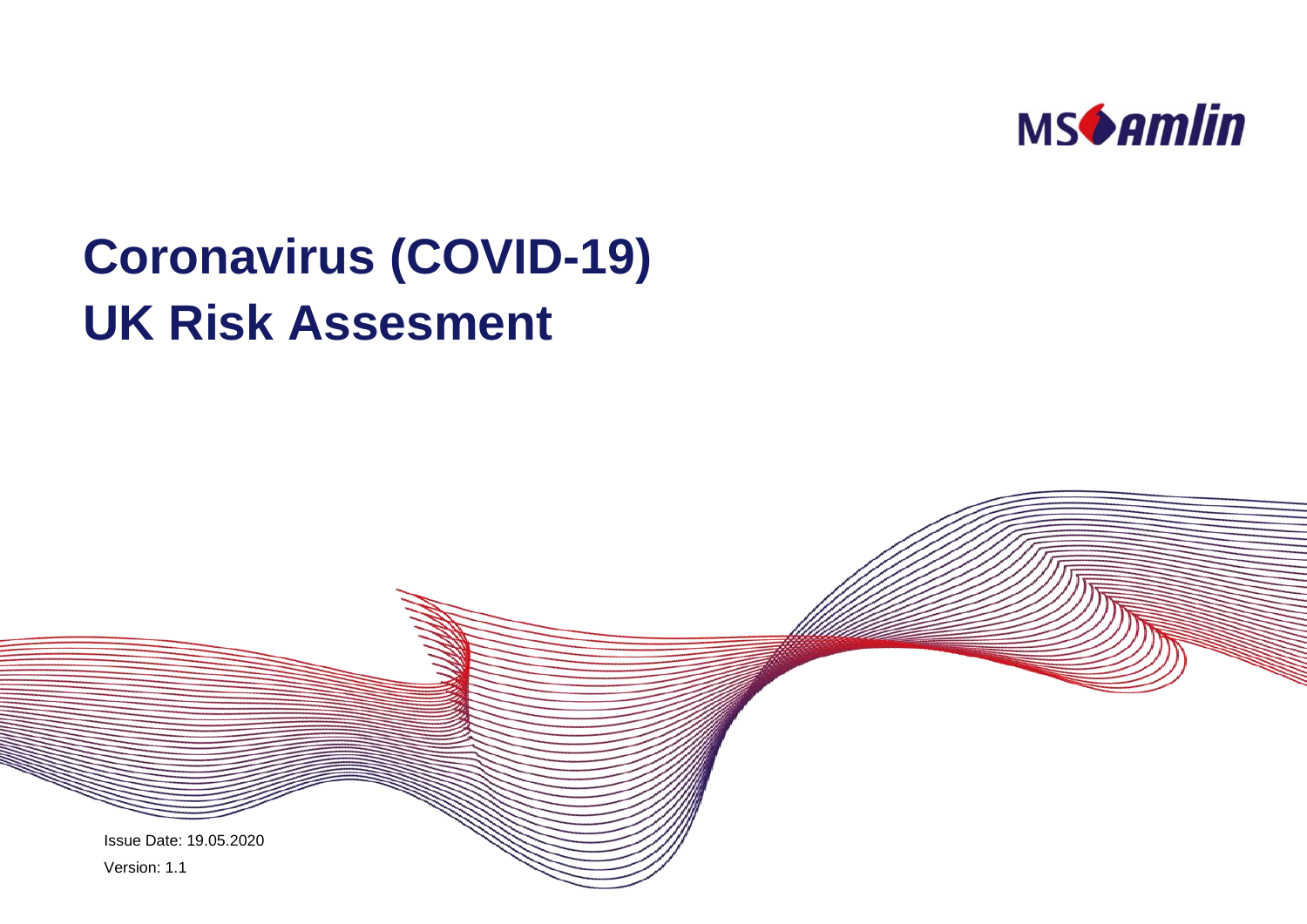MS Amlin

# Coronavirus (COVID-19)
# UK Risk Assesment

Issue Date: 19.05.2020

Version: 1.1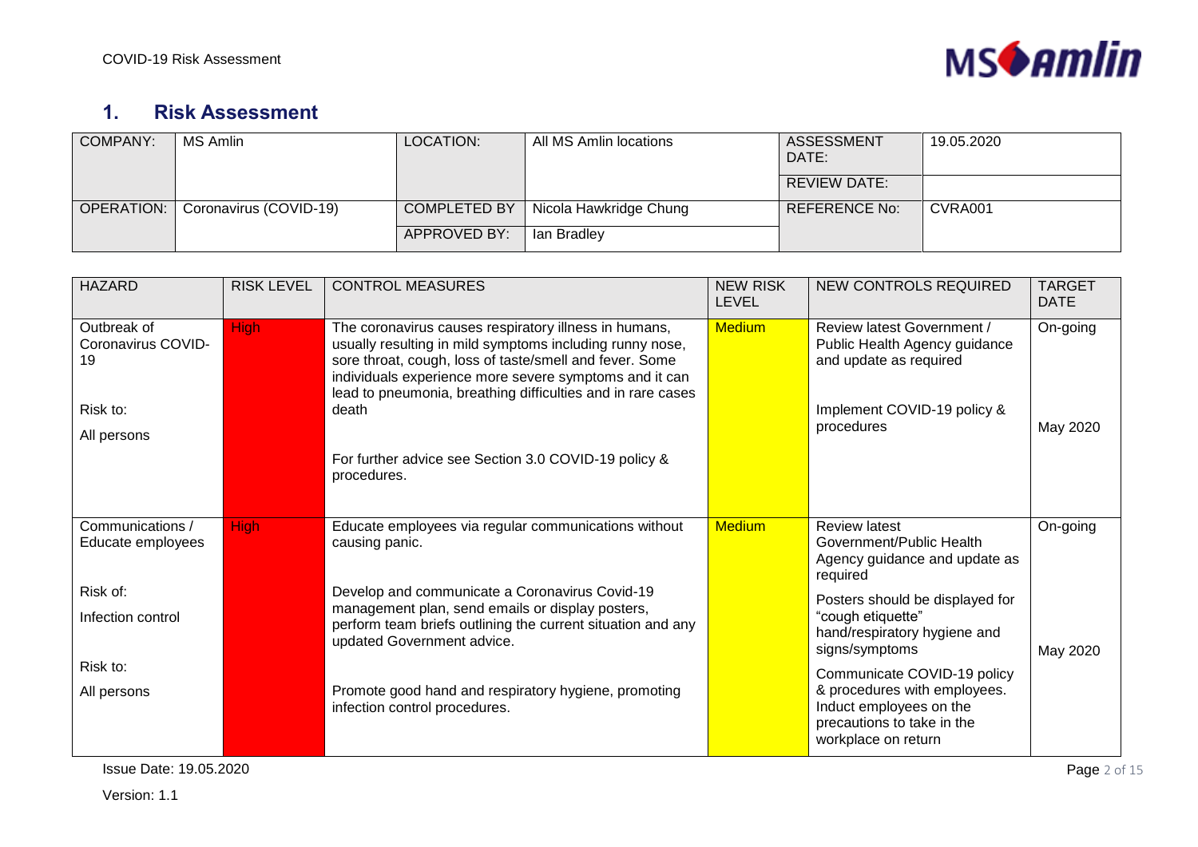## 1. Risk Assessment

| COMPANY: | MS Amlin | LOCATION: | All MS Amlin locations | ASSESSMENT DATE: | 19.05.2020 |
|---|---|---|---|---|---|
| | | | | REVIEW DATE: | |
| OPERATION: | Coronavirus (COVID-19) | COMPLETED BY | Nicola Hawkridge Chung | REFERENCE No: | CVRA001 |
| | | APPROVED BY: | Ian Bradley | | |

| HAZARD | RISK LEVEL | CONTROL MEASURES | NEW RISK LEVEL | NEW CONTROLS REQUIRED | TARGET DATE |
|---|---|---|---|---|---|
| Outbreak of Coronavirus COVID-19<br><br>Risk to:<br>All persons | High | The coronavirus causes respiratory illness in humans, usually resulting in mild symptoms including runny nose, sore throat, cough, loss of taste/smell and fever. Some individuals experience more severe symptoms and it can lead to pneumonia, breathing difficulties and in rare cases death<br><br>For further advice see Section 3.0 COVID-19 policy & procedures. | Medium | Review latest Government / Public Health Agency guidance and update as required<br><br>Implement COVID-19 policy & procedures | On-going<br><br>May 2020 |
| Communications / Educate employees<br><br>Risk of:<br>Infection control<br><br>Risk to:<br>All persons | High | Educate employees via regular communications without causing panic.<br><br>Develop and communicate a Coronavirus Covid-19 management plan, send emails or display posters, perform team briefs outlining the current situation and any updated Government advice.<br><br>Promote good hand and respiratory hygiene, promoting infection control procedures. | Medium | Review latest Government/Public Health Agency guidance and update as required<br><br>Posters should be displayed for "cough etiquette" hand/respiratory hygiene and signs/symptoms<br><br>Communicate COVID-19 policy & procedures with employees. Induct employees on the precautions to take in the workplace on return | On-going<br><br>May 2020 |

Issue Date: 19.05.2020

Version: 1.1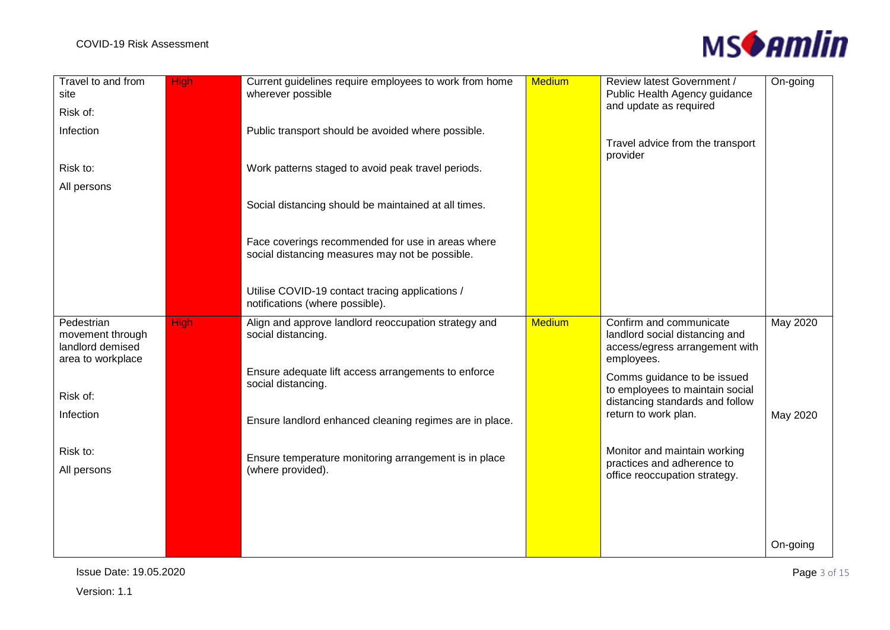| Travel to and from site<br>Risk of:<br>Infection<br><br>Risk to:<br>All persons | High | Current guidelines require employees to work from home wherever possible<br><br>Public transport should be avoided where possible.<br><br>Work patterns staged to avoid peak travel periods.<br><br>Social distancing should be maintained at all times.<br><br>Face coverings recommended for use in areas where social distancing measures may not be possible.<br><br>Utilise COVID-19 contact tracing applications / notifications (where possible). | Medium | Review latest Government / Public Health Agency guidance and update as required<br><br>Travel advice from the transport provider | On-going |
|---|---|---|---|---|---|
| Pedestrian movement through landlord demised area to workplace<br><br>Risk of:<br>Infection<br><br>Risk to:<br>All persons | High | Align and approve landlord reoccupation strategy and social distancing.<br><br>Ensure adequate lift access arrangements to enforce social distancing.<br><br>Ensure landlord enhanced cleaning regimes are in place.<br><br>Ensure temperature monitoring arrangement is in place (where provided). | Medium | Confirm and communicate landlord social distancing and access/egress arrangement with employees.<br><br>Comms guidance to be issued to employees to maintain social distancing standards and follow return to work plan.<br><br>Monitor and maintain working practices and adherence to office reoccupation strategy. | May 2020<br><br>May 2020<br><br>On-going |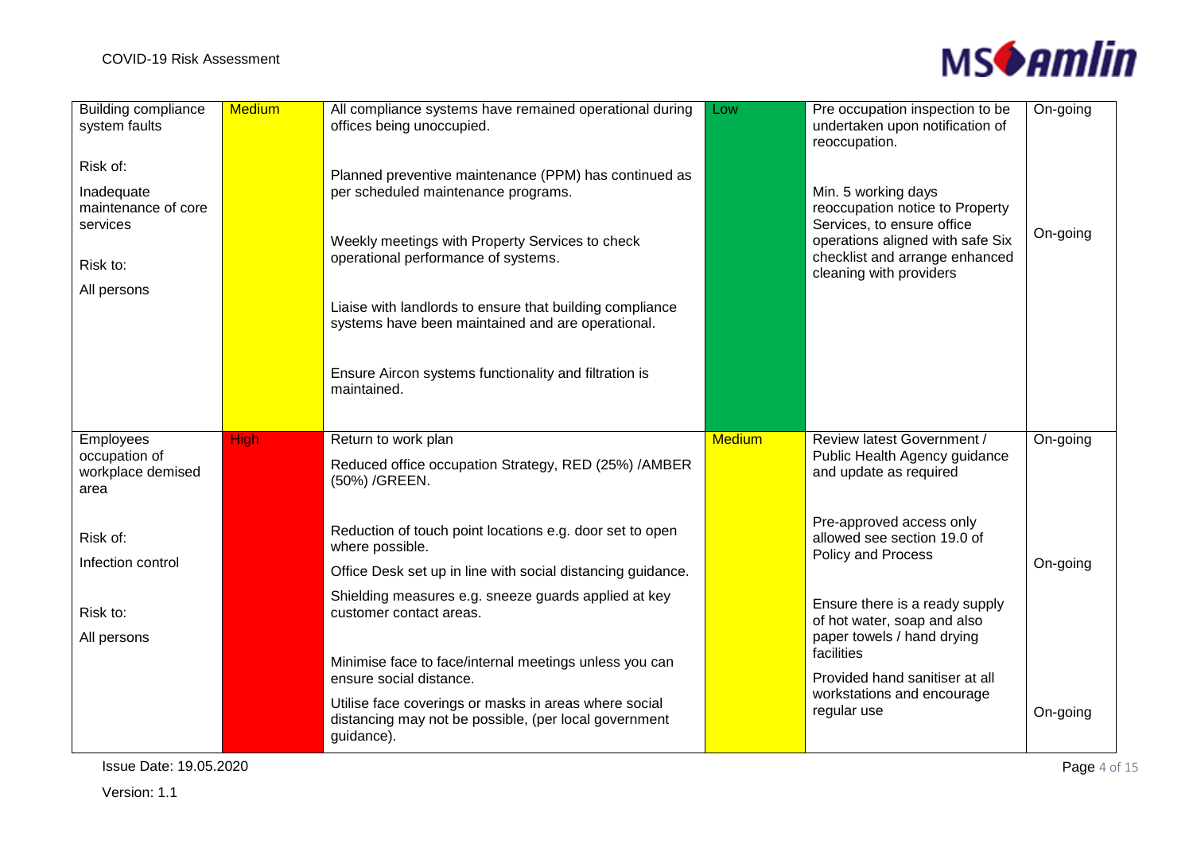| Building compliance system faults<br><br>Risk of:<br><br>Inadequate maintenance of core services<br><br>Risk to:<br><br>All persons | Medium | All compliance systems have remained operational during offices being unoccupied.<br><br>Planned preventive maintenance (PPM) has continued as per scheduled maintenance programs.<br><br>Weekly meetings with Property Services to check operational performance of systems.<br><br>Liaise with landlords to ensure that building compliance systems have been maintained and are operational.<br><br>Ensure Aircon systems functionality and filtration is maintained. | Low | Pre occupation inspection to be undertaken upon notification of reoccupation.<br><br>Min. 5 working days reoccupation notice to Property Services, to ensure office operations aligned with safe Six checklist and arrange enhanced cleaning with providers | On-going<br><br>On-going |
|---|---|---|---|---|---|
| Employees occupation of workplace demised area<br><br>Risk of:<br><br>Infection control<br><br>Risk to:<br><br>All persons | High | Return to work plan<br><br>Reduced office occupation Strategy, RED (25%) /AMBER (50%) /GREEN.<br><br>Reduction of touch point locations e.g. door set to open where possible.<br><br>Office Desk set up in line with social distancing guidance.<br><br>Shielding measures e.g. sneeze guards applied at key customer contact areas.<br><br>Minimise face to face/internal meetings unless you can ensure social distance.<br><br>Utilise face coverings or masks in areas where social distancing may not be possible, (per local government guidance). | Medium | Review latest Government / Public Health Agency guidance and update as required<br><br>Pre-approved access only allowed see section 19.0 of Policy and Process<br><br>Ensure there is a ready supply of hot water, soap and also paper towels / hand drying facilities<br><br>Provided hand sanitiser at all workstations and encourage regular use | On-going<br><br>On-going<br><br>On-going |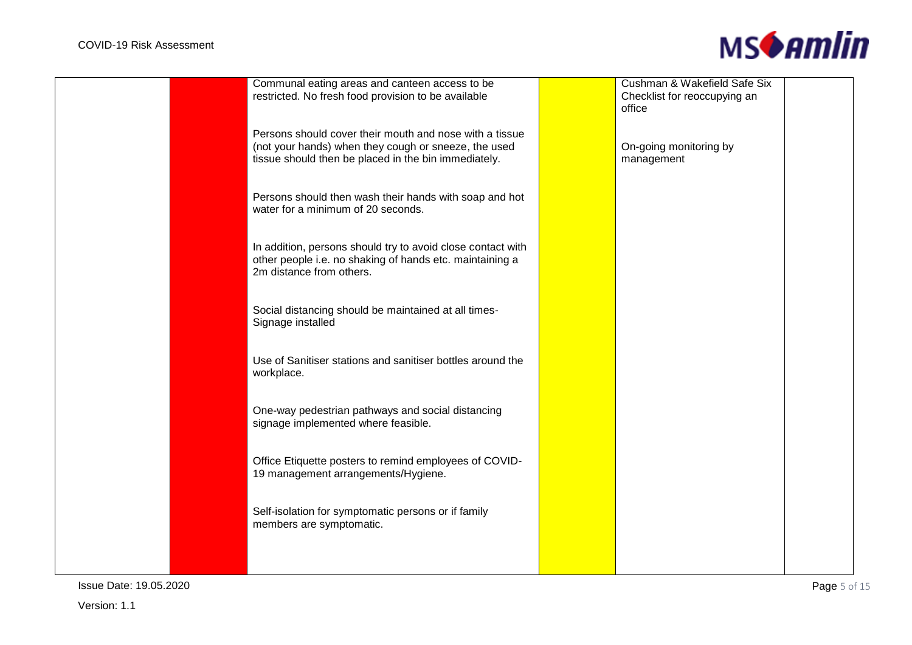| | | | | | |
|---|---|---|---|---|---|
| | | Communal eating areas and canteen access to be restricted. No fresh food provision to be available<br><br>Persons should cover their mouth and nose with a tissue (not your hands) when they cough or sneeze, the used tissue should then be placed in the bin immediately.<br><br>Persons should then wash their hands with soap and hot water for a minimum of 20 seconds.<br><br>In addition, persons should try to avoid close contact with other people i.e. no shaking of hands etc. maintaining a 2m distance from others.<br><br>Social distancing should be maintained at all times- Signage installed<br><br>Use of Sanitiser stations and sanitiser bottles around the workplace.<br><br>One-way pedestrian pathways and social distancing signage implemented where feasible.<br><br>Office Etiquette posters to remind employees of COVID-19 management arrangements/Hygiene.<br><br>Self-isolation for symptomatic persons or if family members are symptomatic. | | Cushman & Wakefield Safe Six Checklist for reoccupying an office<br><br>On-going monitoring by management | |

Issue Date: 19.05.2020

Version: 1.1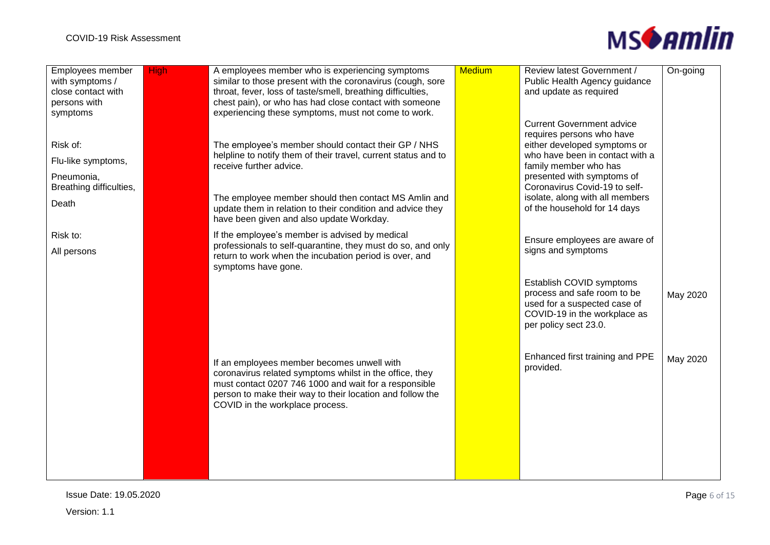| | | | | | |
|---|---|---|---|---|---|
| Employees member with symptoms / close contact with persons with symptoms<br><br>Risk of:<br><br>Flu-like symptoms,<br><br>Pneumonia, Breathing difficulties,<br><br>Death<br><br>Risk to:<br><br>All persons | High | A employees member who is experiencing symptoms similar to those present with the coronavirus (cough, sore throat, fever, loss of taste/smell, breathing difficulties, chest pain), or who has had close contact with someone experiencing these symptoms, must not come to work.<br><br>The employee's member should contact their GP / NHS helpline to notify them of their travel, current status and to receive further advice.<br><br>The employee member should then contact MS Amlin and update them in relation to their condition and advice they have been given and also update Workday.<br><br>If the employee's member is advised by medical professionals to self-quarantine, they must do so, and only return to work when the incubation period is over, and symptoms have gone.<br><br>If an employees member becomes unwell with coronavirus related symptoms whilst in the office, they must contact 0207 746 1000 and wait for a responsible person to make their way to their location and follow the COVID in the workplace process. | Medium | Review latest Government / Public Health Agency guidance and update as required<br><br>Current Government advice requires persons who have either developed symptoms or who have been in contact with a family member who has presented with symptoms of Coronavirus Covid-19 to self-isolate, along with all members of the household for 14 days<br><br>Ensure employees are aware of signs and symptoms<br><br>Establish COVID symptoms process and safe room to be used for a suspected case of COVID-19 in the workplace as per policy sect 23.0.<br><br>Enhanced first training and PPE provided. | On-going<br><br><br><br><br><br><br><br><br><br>May 2020<br><br>May 2020 |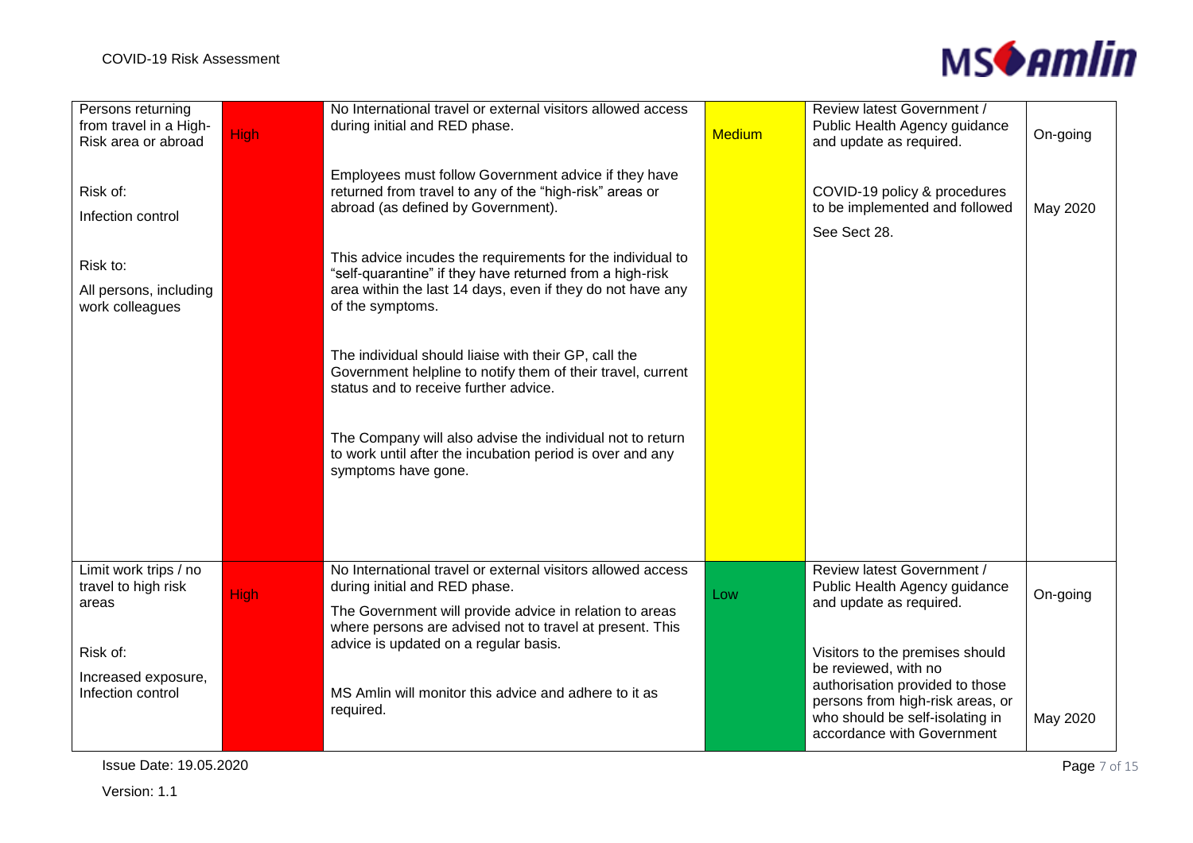| | | | | | |
|---|---|---|---|---|---|
| Persons returning from travel in a High-Risk area or abroad<br><br>Risk of:<br>Infection control<br><br>Risk to:<br>All persons, including work colleagues | High | No International travel or external visitors allowed access during initial and RED phase.<br><br>Employees must follow Government advice if they have returned from travel to any of the "high-risk" areas or abroad (as defined by Government).<br><br>This advice incudes the requirements for the individual to "self-quarantine" if they have returned from a high-risk area within the last 14 days, even if they do not have any of the symptoms.<br><br>The individual should liaise with their GP, call the Government helpline to notify them of their travel, current status and to receive further advice.<br><br>The Company will also advise the individual not to return to work until after the incubation period is over and any symptoms have gone. | Medium | Review latest Government / Public Health Agency guidance and update as required.<br><br>COVID-19 policy & procedures to be implemented and followed<br>See Sect 28. | On-going<br><br>May 2020 |
| Limit work trips / no travel to high risk areas<br><br>Risk of:<br>Increased exposure, Infection control | High | No International travel or external visitors allowed access during initial and RED phase.<br>The Government will provide advice in relation to areas where persons are advised not to travel at present. This advice is updated on a regular basis.<br><br>MS Amlin will monitor this advice and adhere to it as required. | Low | Review latest Government / Public Health Agency guidance and update as required.<br><br>Visitors to the premises should be reviewed, with no authorisation provided to those persons from high-risk areas, or who should be self-isolating in accordance with Government | On-going<br><br>May 2020 |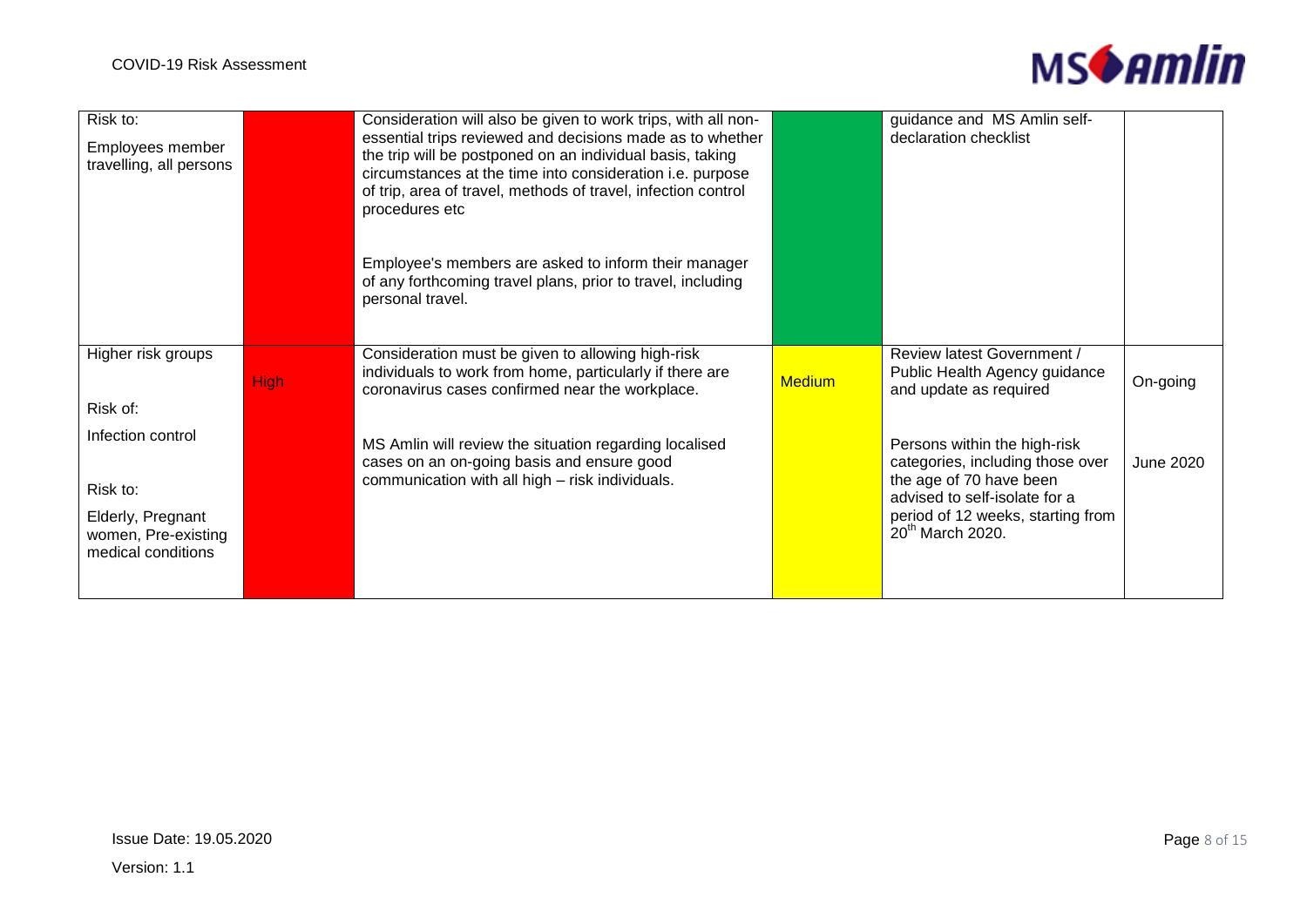| | | | | | |
|---|---|---|---|---|---|
| Risk to:<br><br>Employees member travelling, all persons | | Consideration will also be given to work trips, with all non-essential trips reviewed and decisions made as to whether the trip will be postponed on an individual basis, taking circumstances at the time into consideration i.e. purpose of trip, area of travel, methods of travel, infection control procedures etc<br><br>Employee's members are asked to inform their manager of any forthcoming travel plans, prior to travel, including personal travel. | | guidance and MS Amlin self-declaration checklist | |
| Higher risk groups<br><br>Risk of:<br><br>Infection control<br><br>Risk to:<br><br>Elderly, Pregnant women, Pre-existing medical conditions | High | Consideration must be given to allowing high-risk individuals to work from home, particularly if there are coronavirus cases confirmed near the workplace.<br><br>MS Amlin will review the situation regarding localised cases on an on-going basis and ensure good communication with all high – risk individuals. | Medium | Review latest Government / Public Health Agency guidance and update as required<br><br>Persons within the high-risk categories, including those over the age of 70 have been advised to self-isolate for a period of 12 weeks, starting from 20th March 2020. | On-going<br><br>June 2020 |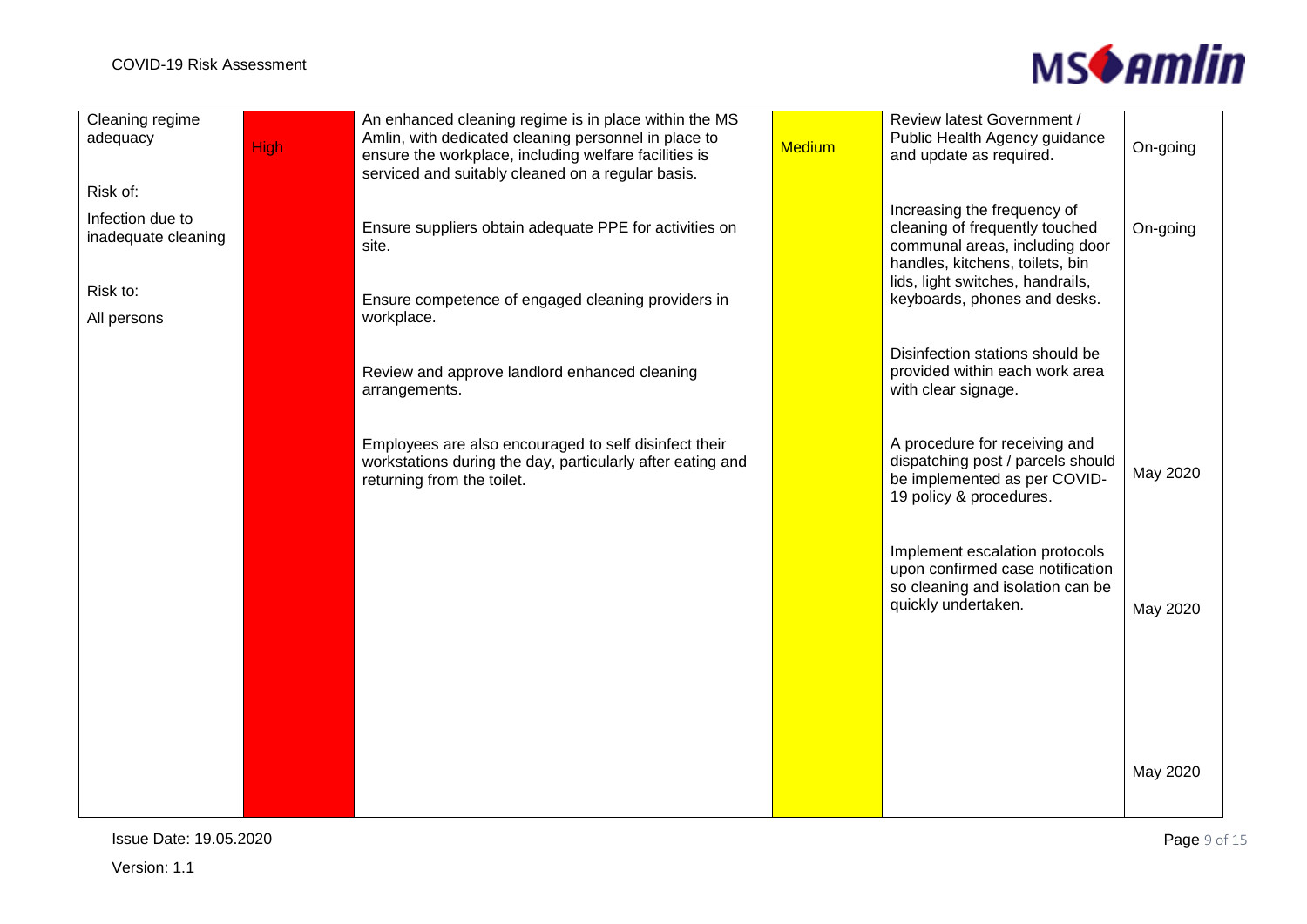| Cleaning regime adequacy<br><br>Risk of:<br><br>Infection due to inadequate cleaning<br><br>Risk to:<br><br>All persons | High | An enhanced cleaning regime is in place within the MS Amlin, with dedicated cleaning personnel in place to ensure the workplace, including welfare facilities is serviced and suitably cleaned on a regular basis.<br><br>Ensure suppliers obtain adequate PPE for activities on site.<br><br>Ensure competence of engaged cleaning providers in workplace.<br><br>Review and approve landlord enhanced cleaning arrangements.<br><br>Employees are also encouraged to self disinfect their workstations during the day, particularly after eating and returning from the toilet. | Medium | Review latest Government / Public Health Agency guidance and update as required.<br><br>Increasing the frequency of cleaning of frequently touched communal areas, including door handles, kitchens, toilets, bin lids, light switches, handrails, keyboards, phones and desks.<br><br>Disinfection stations should be provided within each work area with clear signage.<br><br>A procedure for receiving and dispatching post / parcels should be implemented as per COVID-19 policy & procedures.<br><br>Implement escalation protocols upon confirmed case notification so cleaning and isolation can be quickly undertaken. | On-going<br><br>On-going<br><br>May 2020<br><br>May 2020<br><br>May 2020 |
|---|---|---|---|---|---|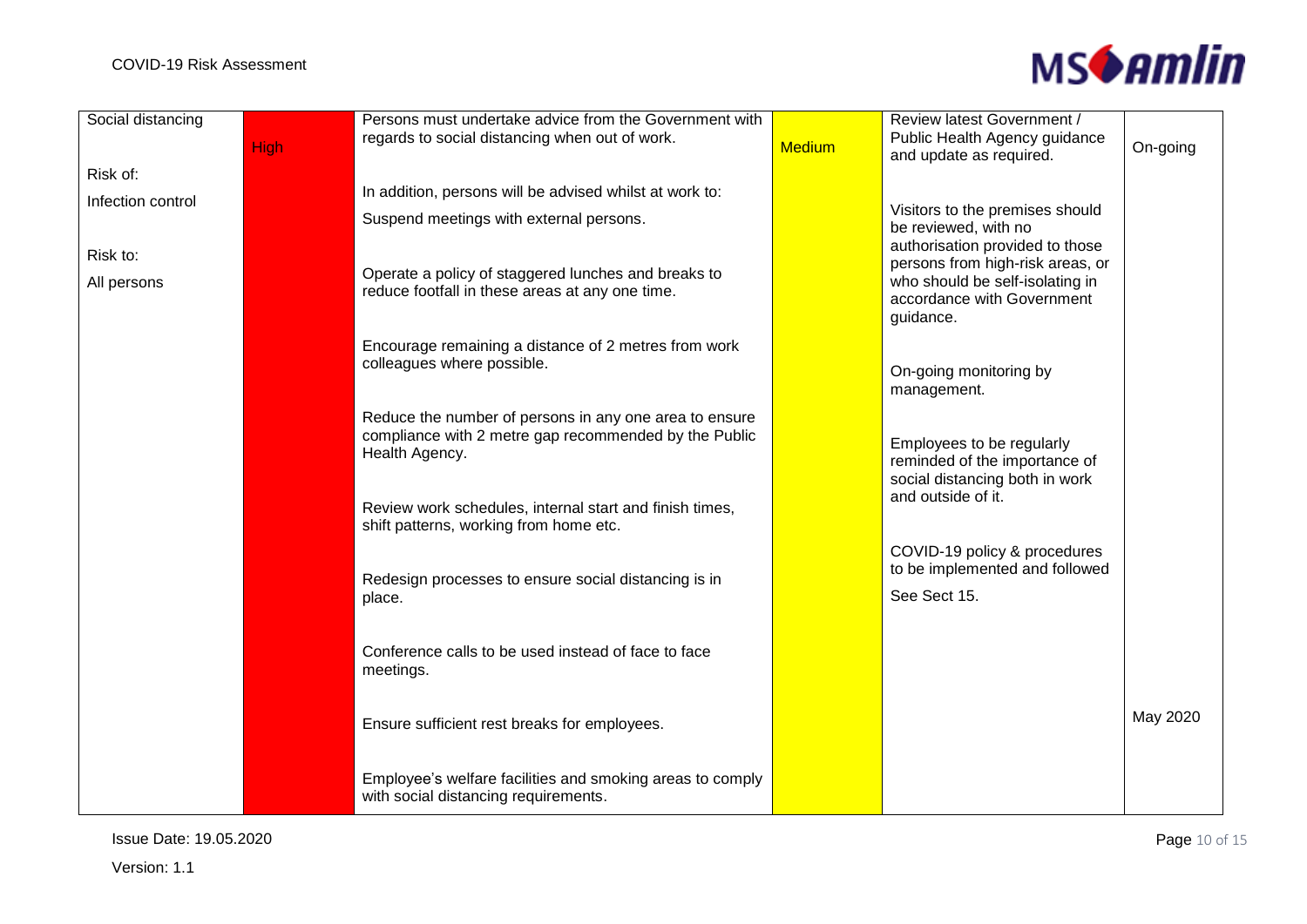| Social distancing<br><br>Risk of:<br>Infection control<br><br>Risk to:<br>All persons | High | Persons must undertake advice from the Government with regards to social distancing when out of work.<br><br>In addition, persons will be advised whilst at work to:<br>Suspend meetings with external persons.<br><br>Operate a policy of staggered lunches and breaks to reduce footfall in these areas at any one time.<br><br>Encourage remaining a distance of 2 metres from work colleagues where possible.<br><br>Reduce the number of persons in any one area to ensure compliance with 2 metre gap recommended by the Public Health Agency.<br><br>Review work schedules, internal start and finish times, shift patterns, working from home etc.<br><br>Redesign processes to ensure social distancing is in place.<br><br>Conference calls to be used instead of face to face meetings.<br><br>Ensure sufficient rest breaks for employees.<br><br>Employee's welfare facilities and smoking areas to comply with social distancing requirements. | Medium | Review latest Government / Public Health Agency guidance and update as required.<br><br>Visitors to the premises should be reviewed, with no authorisation provided to those persons from high-risk areas, or who should be self-isolating in accordance with Government guidance.<br><br>On-going monitoring by management.<br><br>Employees to be regularly reminded of the importance of social distancing both in work and outside of it.<br><br>COVID-19 policy & procedures to be implemented and followed<br>See Sect 15. | On-going<br><br>May 2020 |
|---|---|---|---|---|---|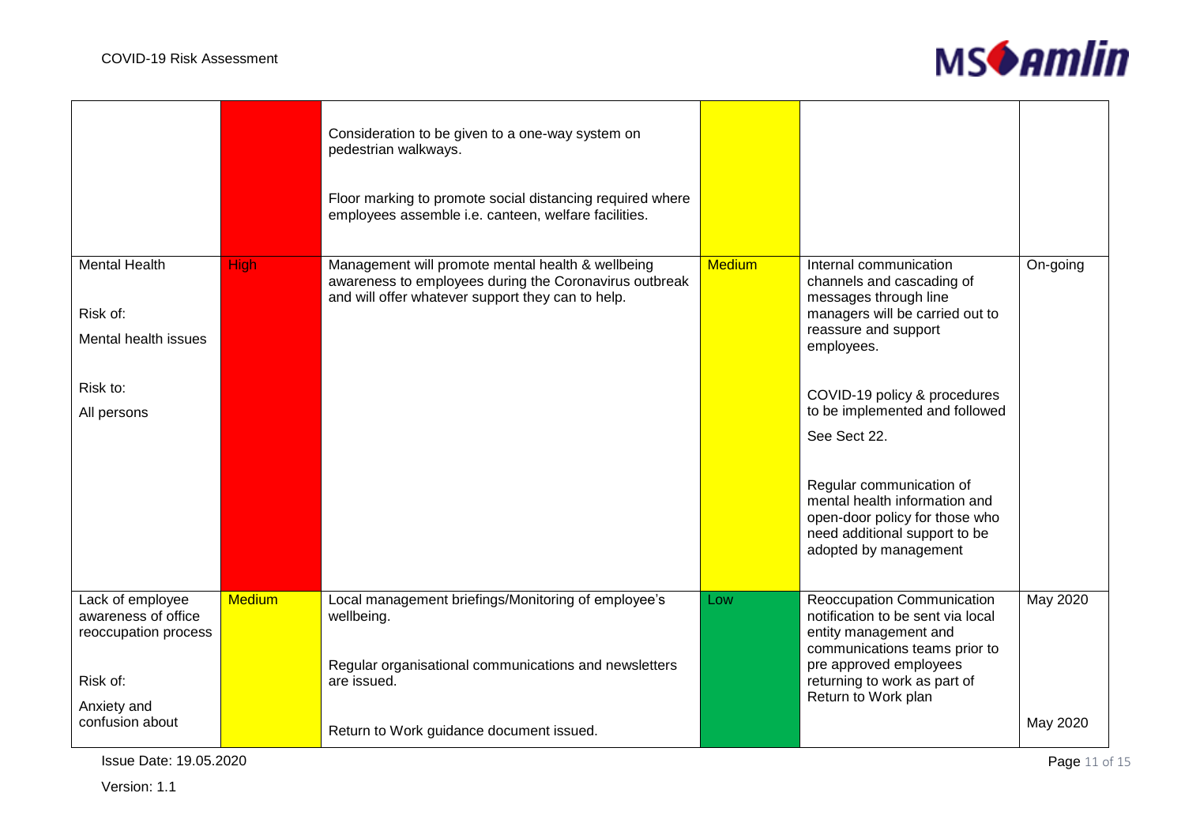| | | | | | |
|---|---|---|---|---|---|
| | | Consideration to be given to a one-way system on pedestrian walkways.<br><br>Floor marking to promote social distancing required where employees assemble i.e. canteen, welfare facilities. | | | |
| Mental Health<br><br>Risk of:<br><br>Mental health issues<br><br>Risk to:<br><br>All persons | High | Management will promote mental health & wellbeing awareness to employees during the Coronavirus outbreak and will offer whatever support they can to help. | Medium | Internal communication channels and cascading of messages through line managers will be carried out to reassure and support employees.<br><br>COVID-19 policy & procedures to be implemented and followed<br><br>See Sect 22.<br><br>Regular communication of mental health information and open-door policy for those who need additional support to be adopted by management | On-going |
| Lack of employee awareness of office reoccupation process<br><br>Risk of:<br><br>Anxiety and confusion about | Medium | Local management briefings/Monitoring of employee's wellbeing.<br><br>Regular organisational communications and newsletters are issued.<br><br>Return to Work guidance document issued. | Low | Reoccupation Communication notification to be sent via local entity management and communications teams prior to pre approved employees returning to work as part of Return to Work plan | May 2020<br><br>May 2020 |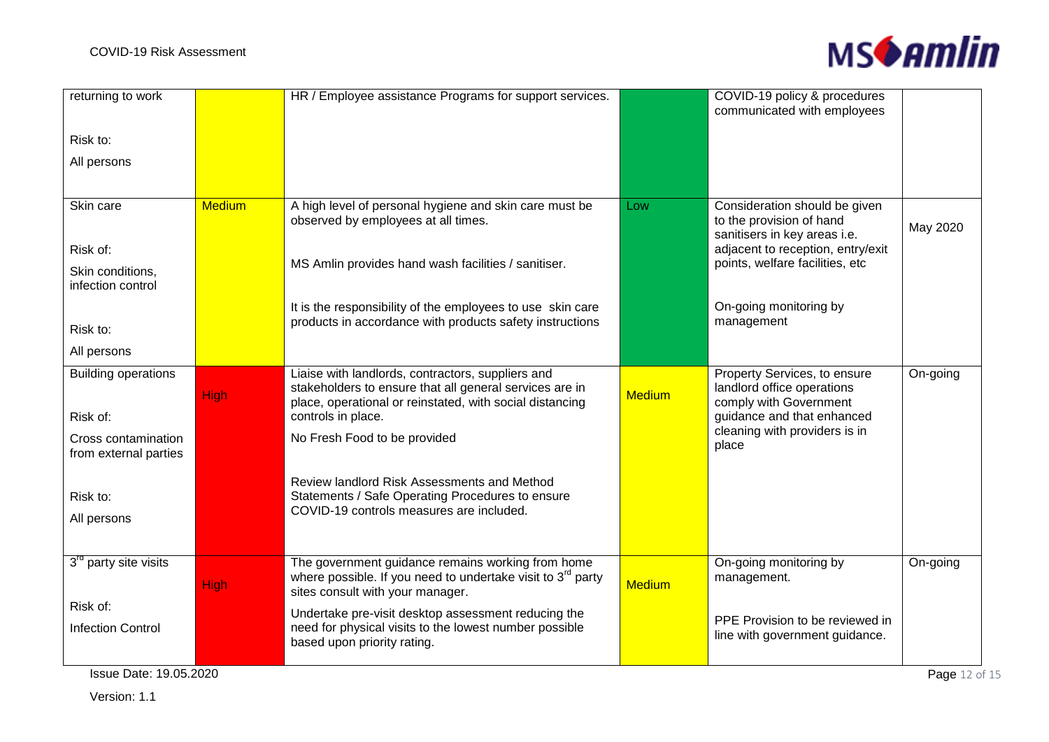| | | | | | |
|---|---|---|---|---|---|
| returning to work<br><br>Risk to:<br>All persons | | HR / Employee assistance Programs for support services. | | COVID-19 policy & procedures communicated with employees | |
| Skin care<br><br>Risk of:<br>Skin conditions, infection control<br><br>Risk to:<br>All persons | Medium | A high level of personal hygiene and skin care must be observed by employees at all times.<br><br>MS Amlin provides hand wash facilities / sanitiser.<br><br>It is the responsibility of the employees to use skin care products in accordance with products safety instructions | Low | Consideration should be given to the provision of hand sanitisers in key areas i.e. adjacent to reception, entry/exit points, welfare facilities, etc<br><br>On-going monitoring by management | May 2020 |
| Building operations<br><br>Risk of:<br>Cross contamination from external parties<br><br>Risk to:<br>All persons | High | Liaise with landlords, contractors, suppliers and stakeholders to ensure that all general services are in place, operational or reinstated, with social distancing controls in place.<br>No Fresh Food to be provided<br><br>Review landlord Risk Assessments and Method Statements / Safe Operating Procedures to ensure COVID-19 controls measures are included. | Medium | Property Services, to ensure landlord office operations comply with Government guidance and that enhanced cleaning with providers is in place | On-going |
| 3rd party site visits<br><br>Risk of:<br>Infection Control | High | The government guidance remains working from home where possible. If you need to undertake visit to 3rd party sites consult with your manager.<br>Undertake pre-visit desktop assessment reducing the need for physical visits to the lowest number possible based upon priority rating. | Medium | On-going monitoring by management.<br><br>PPE Provision to be reviewed in line with government guidance. | On-going |

Issue Date: 19.05.2020

Version: 1.1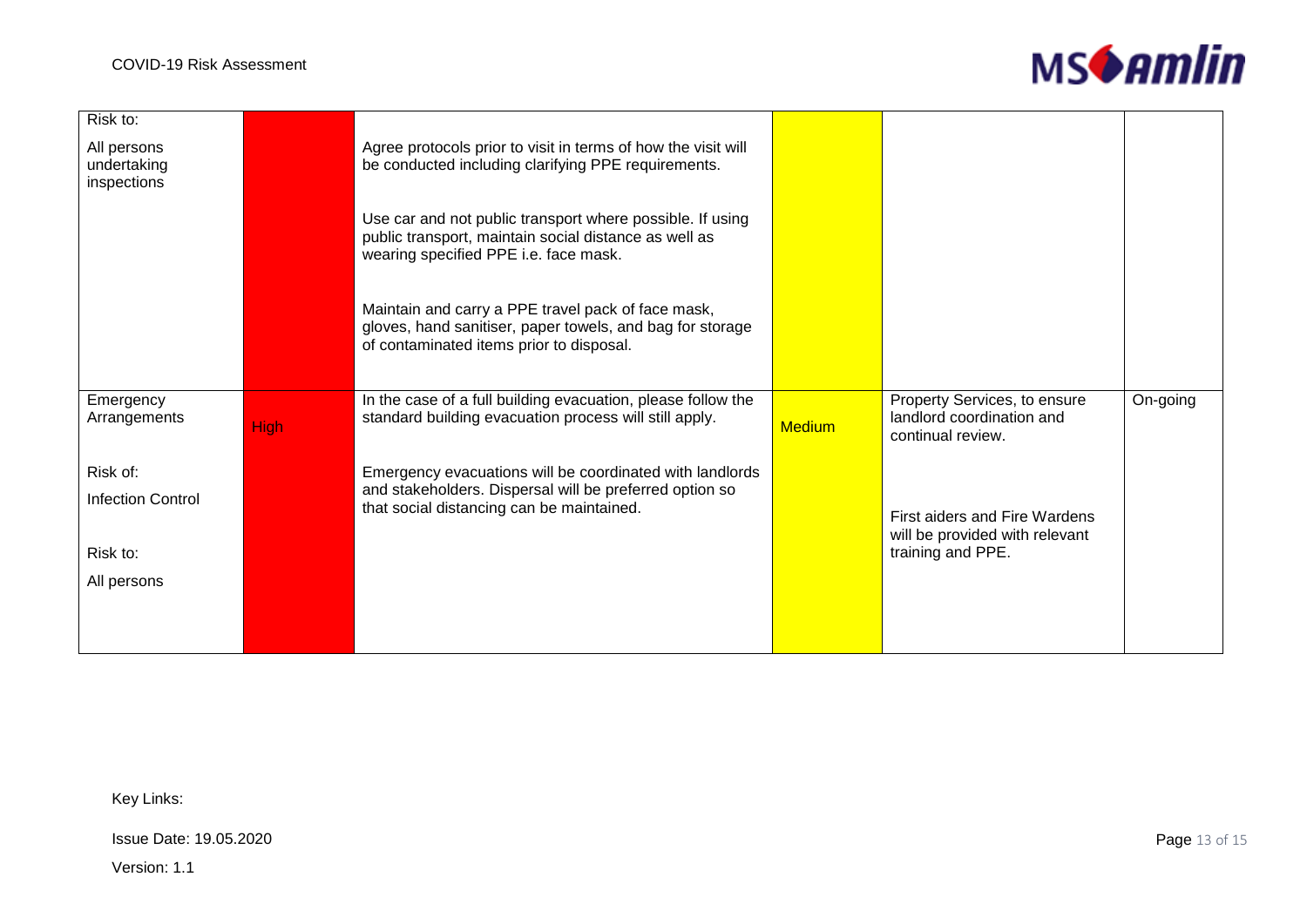| | | | | | |
|---|---|---|---|---|---|
| Risk to:<br><br>All persons undertaking inspections | | Agree protocols prior to visit in terms of how the visit will be conducted including clarifying PPE requirements.<br><br>Use car and not public transport where possible. If using public transport, maintain social distance as well as wearing specified PPE i.e. face mask.<br><br>Maintain and carry a PPE travel pack of face mask, gloves, hand sanitiser, paper towels, and bag for storage of contaminated items prior to disposal. | | | |
| Emergency Arrangements<br><br>Risk of:<br><br>Infection Control<br><br>Risk to:<br><br>All persons | High | In the case of a full building evacuation, please follow the standard building evacuation process will still apply.<br><br>Emergency evacuations will be coordinated with landlords and stakeholders. Dispersal will be preferred option so that social distancing can be maintained. | Medium | Property Services, to ensure landlord coordination and continual review.<br><br>First aiders and Fire Wardens will be provided with relevant training and PPE. | On-going |

Key Links:

Issue Date: 19.05.2020

Version: 1.1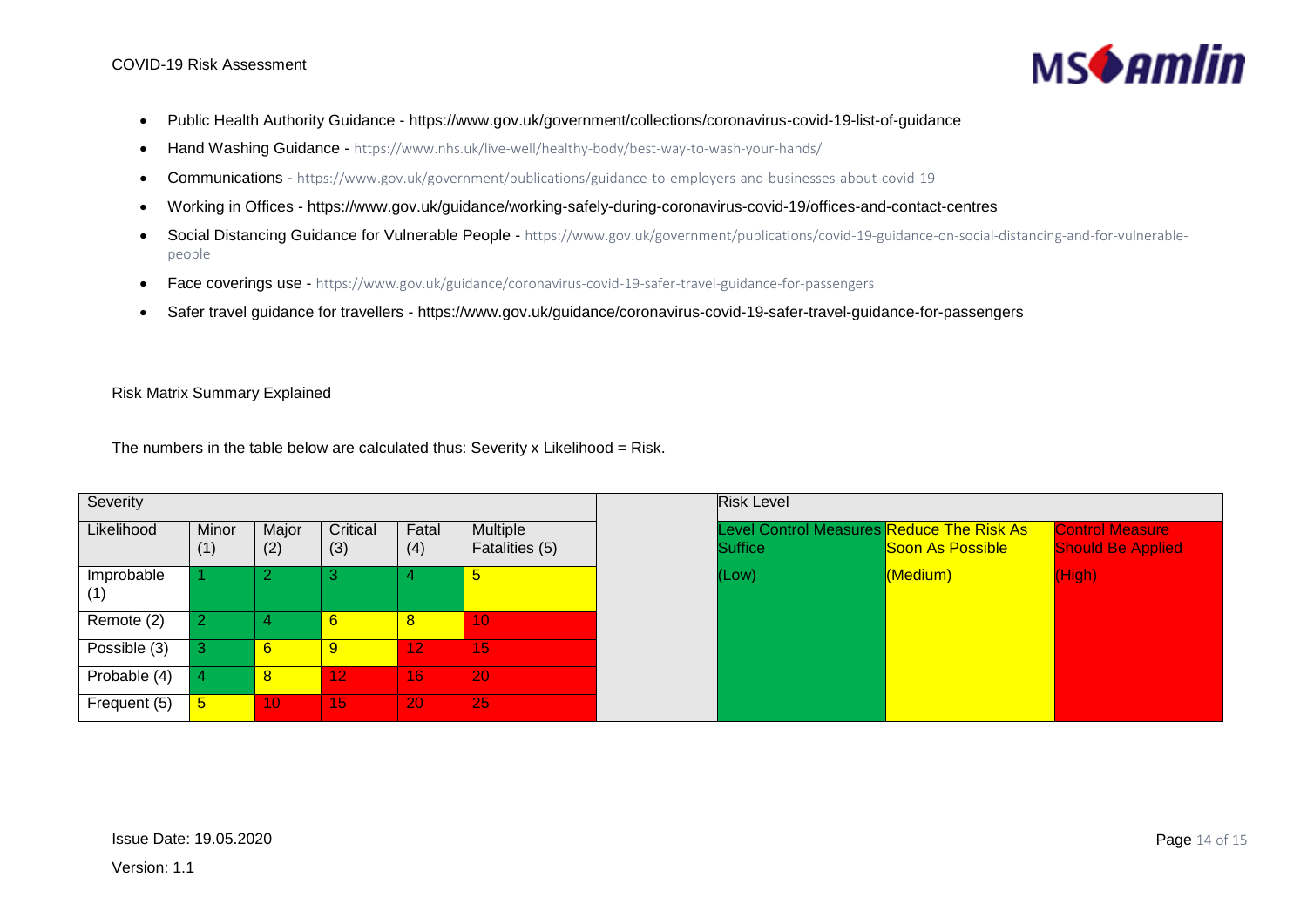- Public Health Authority Guidance - https://www.gov.uk/government/collections/coronavirus-covid-19-list-of-guidance
- Hand Washing Guidance - https://www.nhs.uk/live-well/healthy-body/best-way-to-wash-your-hands/
- Communications - https://www.gov.uk/government/publications/guidance-to-employers-and-businesses-about-covid-19
- Working in Offices - https://www.gov.uk/guidance/working-safely-during-coronavirus-covid-19/offices-and-contact-centres
- Social Distancing Guidance for Vulnerable People - https://www.gov.uk/government/publications/covid-19-guidance-on-social-distancing-and-for-vulnerable-people
- Face coverings use - https://www.gov.uk/guidance/coronavirus-covid-19-safer-travel-guidance-for-passengers
- Safer travel guidance for travellers - https://www.gov.uk/guidance/coronavirus-covid-19-safer-travel-guidance-for-passengers

Risk Matrix Summary Explained

The numbers in the table below are calculated thus: Severity x Likelihood = Risk.

| Severity | | | | | |
|---|---|---|---|---|---|
| Likelihood | Minor (1) | Major (2) | Critical (3) | Fatal (4) | Multiple Fatalities (5) |
| Improbable (1) | 1 | 2 | 3 | 4 | 5 |
| Remote (2) | 2 | 4 | 6 | 8 | 10 |
| Possible (3) | 3 | 6 | 9 | 12 | 15 |
| Probable (4) | 4 | 8 | 12 | 16 | 20 |
| Frequent (5) | 5 | 10 | 15 | 20 | 25 |

| Risk Level | | |
|---|---|---|
| Level Control Measures Suffice | Reduce The Risk As Soon As Possible | Control Measure Should Be Applied |
| (Low) | (Medium) | (High) |

Issue Date: 19.05.2020

Version: 1.1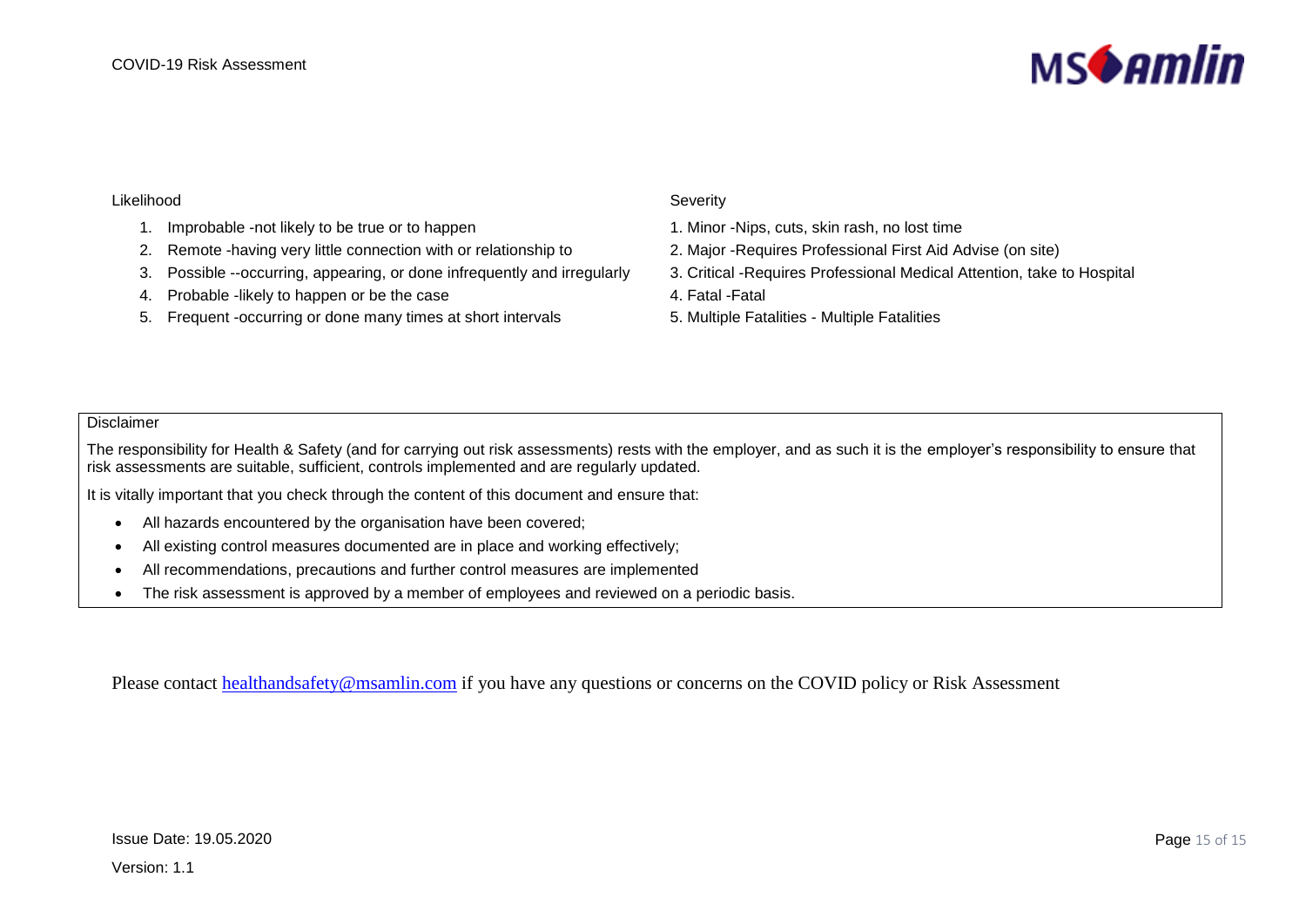Likelihood

1. Improbable -not likely to be true or to happen
2. Remote -having very little connection with or relationship to
3. Possible --occurring, appearing, or done infrequently and irregularly
4. Probable -likely to happen or be the case
5. Frequent -occurring or done many times at short intervals

Severity

1. Minor -Nips, cuts, skin rash, no lost time
2. Major -Requires Professional First Aid Advise (on site)
3. Critical -Requires Professional Medical Attention, take to Hospital
4. Fatal -Fatal
5. Multiple Fatalities - Multiple Fatalities

Disclaimer

The responsibility for Health & Safety (and for carrying out risk assessments) rests with the employer, and as such it is the employer's responsibility to ensure that risk assessments are suitable, sufficient, controls implemented and are regularly updated.

It is vitally important that you check through the content of this document and ensure that:

- All hazards encountered by the organisation have been covered;
- All existing control measures documented are in place and working effectively;
- All recommendations, precautions and further control measures are implemented
- The risk assessment is approved by a member of employees and reviewed on a periodic basis.

Please contact healthandsafety@msamlin.com if you have any questions or concerns on the COVID policy or Risk Assessment

Issue Date: 19.05.2020

Version: 1.1